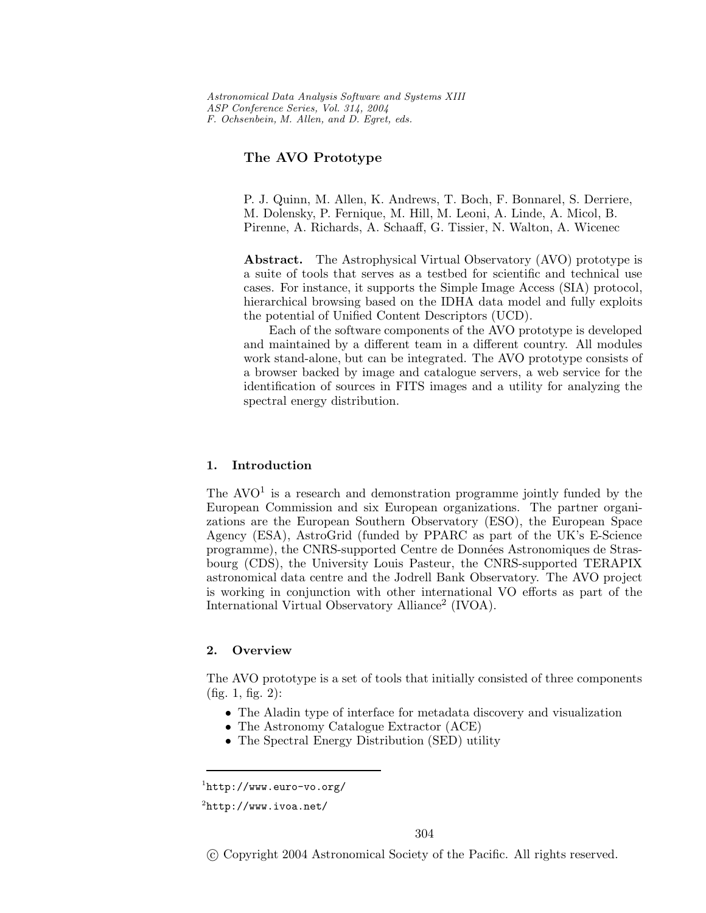# The AVO Prototype

P. J. Quinn, M. Allen, K. Andrews, T. Boch, F. Bonnarel, S. Derriere, M. Dolensky, P. Fernique, M. Hill, M. Leoni, A. Linde, A. Micol, B. Pirenne, A. Richards, A. Schaaff, G. Tissier, N. Walton, A. Wicenec

**Abstract.** The Astrophysical Virtual Observatory (AVO) prototype is a suite of tools that serves as a testbed for scientific and technical use cases. For instance, it supports the Simple Image Access (SIA) protocol, hierarchical browsing based on the IDHA data model and fully exploits the potential of Unified Content Descriptors (UCD).

Each of the software components of the AVO prototype is developed and maintained by a different team in a different country. All modules work stand-alone, but can be integrated. The AVO prototype consists of a browser backed by image and catalogue servers, a web service for the identification of sources in FITS images and a utility for analyzing the spectral energy distribution.

## 1. Introduction

The AVO[1] is a research and demonstration programme jointly funded by the European Commission and six European organizations. The partner organizations are the European Southern Observatory (ESO), the European Space Agency (ESA), AstroGrid (funded by PPARC as part of the UK's E-Science programme), the CNRS-supported Centre de Données Astronomiques de Strasbourg (CDS), the University Louis Pasteur, the CNRS-supported TERAPIX astronomical data centre and the Jodrell Bank Observatory. The AVO project is working in conjunction with other international VO efforts as part of the International Virtual Observatory Alliance[2] (IVOA).

## 2. Overview

The AVO prototype is a set of tools that initially consisted of three components (fig. 1, fig. 2):

- The Aladin type of interface for metadata discovery and visualization
- The Astronomy Catalogue Extractor (ACE)
- The Spectral Energy Distribution (SED) utility

[1] http://www.euro-vo.org/

[2] http://www.ivoa.net/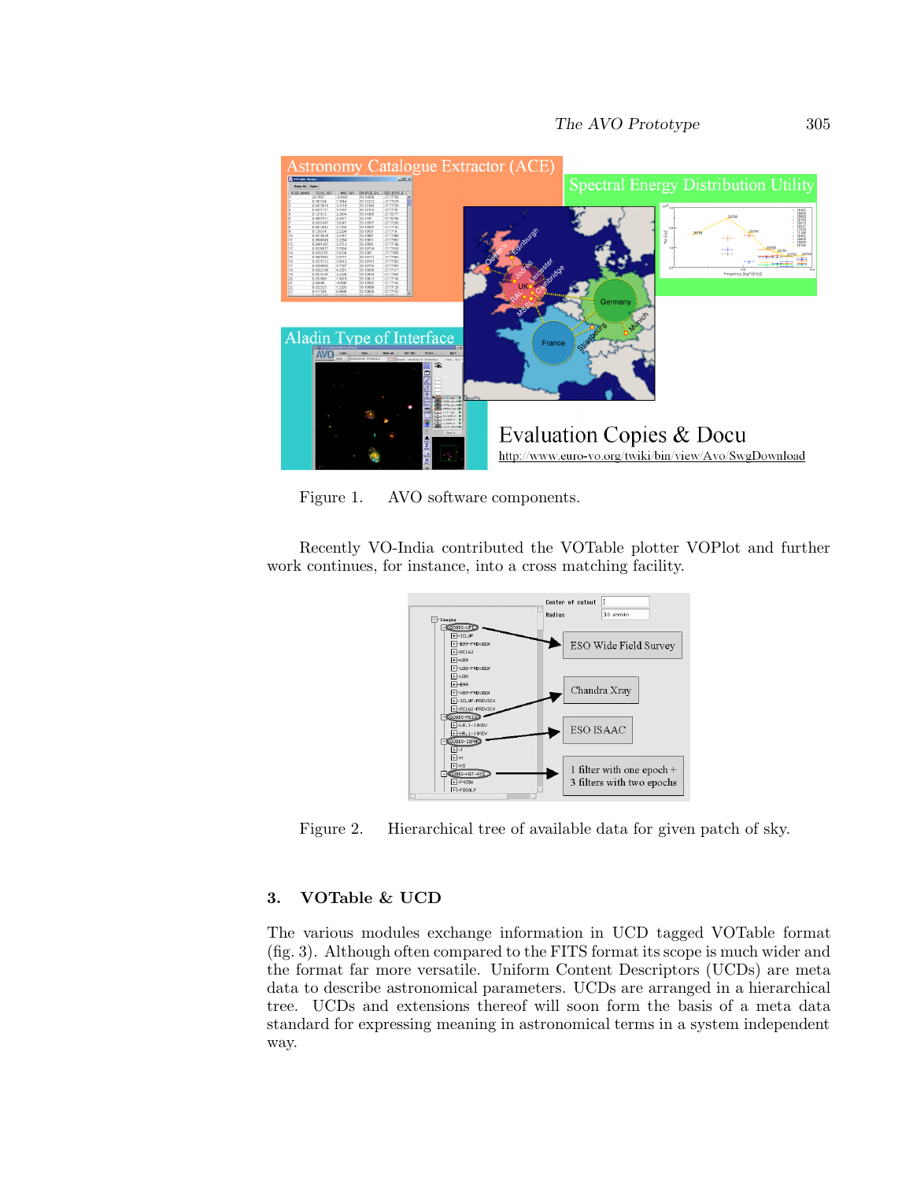Figure 1. AVO software components.

Recently VO-India contributed the VOTable plotter VOPlot and further work continues, for instance, into a cross matching facility.

Figure 2. Hierarchical tree of available data for given patch of sky.

## 3. VOTable & UCD

The various modules exchange information in UCD tagged VOTable format (fig. 3). Although often compared to the FITS format its scope is much wider and the format far more versatile. Uniform Content Descriptors (UCDs) are meta data to describe astronomical parameters. UCDs are arranged in a hierarchical tree. UCDs and extensions thereof will soon form the basis of a meta data standard for expressing meaning in astronomical terms in a system independent way.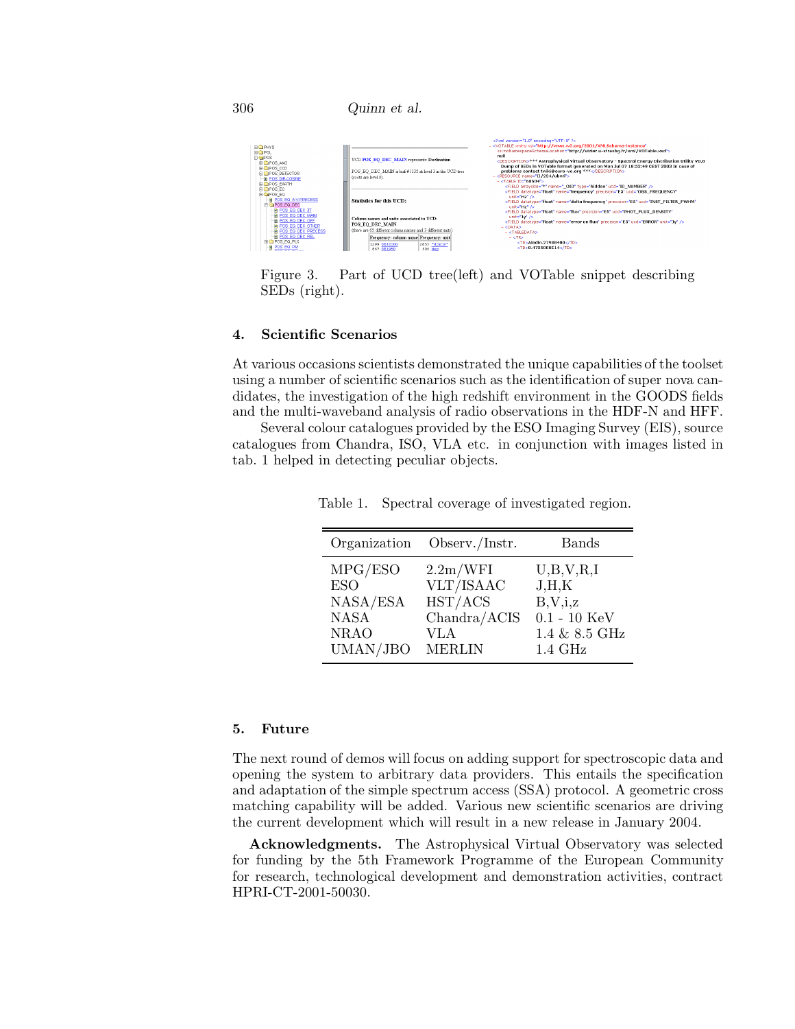Figure 3. Part of UCD tree(left) and VOTable snippet describing SEDs (right).

## 4. Scientific Scenarios

At various occasions scientists demonstrated the unique capabilities of the toolset using a number of scientific scenarios such as the identification of super nova candidates, the investigation of the high redshift environment in the GOODS fields and the multi-waveband analysis of radio observations in the HDF-N and HFF.

Several colour catalogues provided by the ESO Imaging Survey (EIS), source catalogues from Chandra, ISO, VLA etc. in conjunction with images listed in tab. 1 helped in detecting peculiar objects.

Table 1. Spectral coverage of investigated region.

| Organization | Observ./Instr. | Bands |
|---|---|---|
| MPG/ESO | 2.2m/WFI | U,B,V,R,I |
| ESO | VLT/ISAAC | J,H,K |
| NASA/ESA | HST/ACS | B,V,i,z |
| NASA | Chandra/ACIS | 0.1 - 10 KeV |
| NRAO | VLA | 1.4 & 8.5 GHz |
| UMAN/JBO | MERLIN | 1.4 GHz |

## 5. Future

The next round of demos will focus on adding support for spectroscopic data and opening the system to arbitrary data providers. This entails the specification and adaptation of the simple spectrum access (SSA) protocol. A geometric cross matching capability will be added. Various new scientific scenarios are driving the current development which will result in a new release in January 2004.

**Acknowledgments.** The Astrophysical Virtual Observatory was selected for funding by the 5th Framework Programme of the European Community for research, technological development and demonstration activities, contract HPRI-CT-2001-50030.